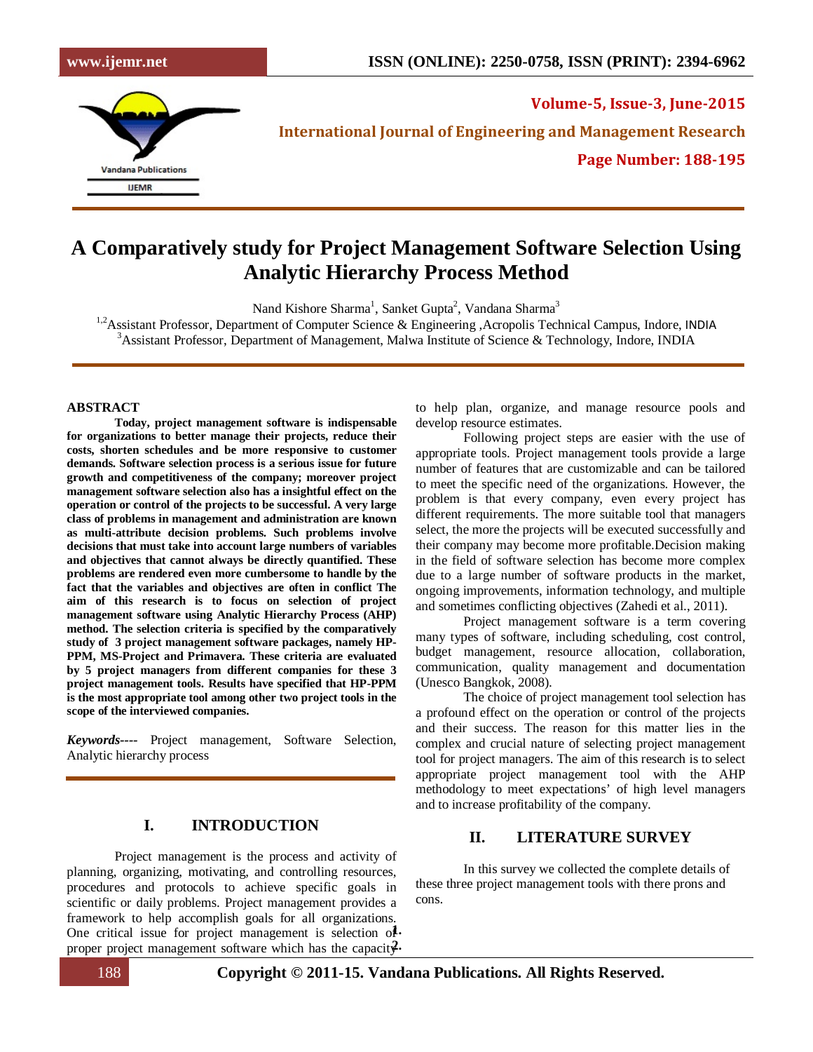# A Comparatively study for Project Management Software Selection Using Analytic Hierarchy Process Method

Nand Kishore Sharma[1], Sanket Gupta[2], Vandana Sharma[3]

[1,2]Assistant Professor, Department of Computer Science & Engineering ,Acropolis Technical Campus, Indore, INDIA
[3]Assistant Professor, Department of Management, Malwa Institute of Science & Technology, Indore, INDIA

## ABSTRACT

**Today, project management software is indispensable for organizations to better manage their projects, reduce their costs, shorten schedules and be more responsive to customer demands. Software selection process is a serious issue for future growth and competitiveness of the company; moreover project management software selection also has a insightful effect on the operation or control of the projects to be successful. A very large class of problems in management and administration are known as multi-attribute decision problems. Such problems involve decisions that must take into account large numbers of variables and objectives that cannot always be directly quantified. These problems are rendered even more cumbersome to handle by the fact that the variables and objectives are often in conflict The aim of this research is to focus on selection of project management software using Analytic Hierarchy Process (AHP) method. The selection criteria is specified by the comparatively study of 3 project management software packages, namely HP-PPM, MS-Project and Primavera. These criteria are evaluated by 5 project managers from different companies for these 3 project management tools. Results have specified that HP-PPM is the most appropriate tool among other two project tools in the scope of the interviewed companies.**

***Keywords----*** Project management, Software Selection, Analytic hierarchy process

## I. INTRODUCTION

Project management is the process and activity of planning, organizing, motivating, and controlling resources, procedures and protocols to achieve specific goals in scientific or daily problems. Project management provides a framework to help accomplish goals for all organizations. One critical issue for project management is selection of proper project management software which has the capacity to help plan, organize, and manage resource pools and develop resource estimates.

Following project steps are easier with the use of appropriate tools. Project management tools provide a large number of features that are customizable and can be tailored to meet the specific need of the organizations. However, the problem is that every company, even every project has different requirements. The more suitable tool that managers select, the more the projects will be executed successfully and their company may become more profitable.Decision making in the field of software selection has become more complex due to a large number of software products in the market, ongoing improvements, information technology, and multiple and sometimes conflicting objectives (Zahedi et al., 2011).

Project management software is a term covering many types of software, including scheduling, cost control, budget management, resource allocation, collaboration, communication, quality management and documentation (Unesco Bangkok, 2008).

The choice of project management tool selection has a profound effect on the operation or control of the projects and their success. The reason for this matter lies in the complex and crucial nature of selecting project management tool for project managers. The aim of this research is to select appropriate project management tool with the AHP methodology to meet expectations' of high level managers and to increase profitability of the company.

## II. LITERATURE SURVEY

In this survey we collected the complete details of these three project management tools with there prons and cons.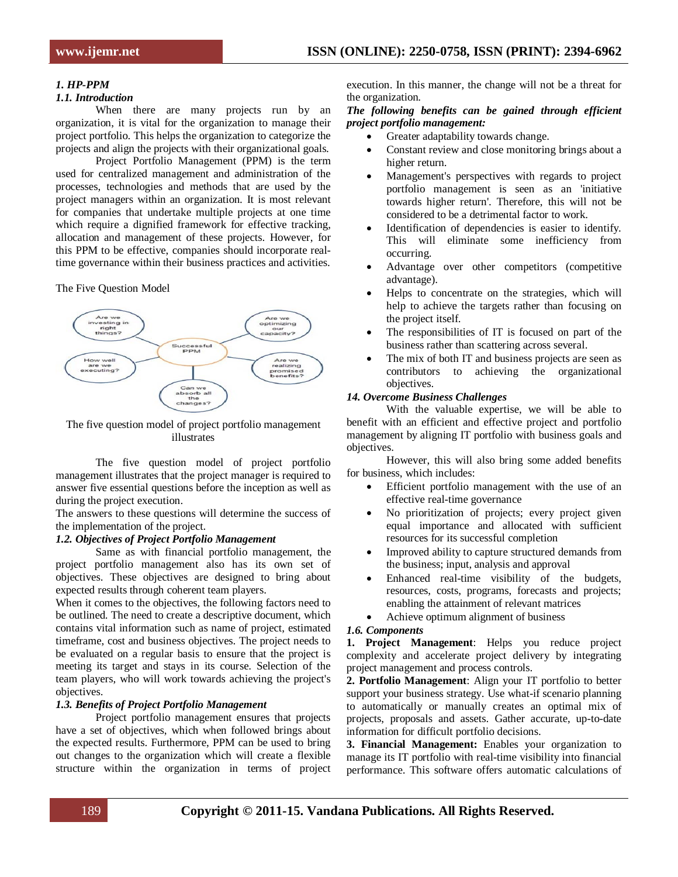### *1. HP-PPM*

#### *1.1. Introduction*

When there are many projects run by an organization, it is vital for the organization to manage their project portfolio. This helps the organization to categorize the projects and align the projects with their organizational goals.

Project Portfolio Management (PPM) is the term used for centralized management and administration of the processes, technologies and methods that are used by the project managers within an organization. It is most relevant for companies that undertake multiple projects at one time which require a dignified framework for effective tracking, allocation and management of these projects. However, for this PPM to be effective, companies should incorporate real-time governance within their business practices and activities.

The Five Question Model

The five question model of project portfolio management illustrates

The five question model of project portfolio management illustrates that the project manager is required to answer five essential questions before the inception as well as during the project execution.

The answers to these questions will determine the success of the implementation of the project.

#### *1.2. Objectives of Project Portfolio Management*

Same as with financial portfolio management, the project portfolio management also has its own set of objectives. These objectives are designed to bring about expected results through coherent team players.

When it comes to the objectives, the following factors need to be outlined. The need to create a descriptive document, which contains vital information such as name of project, estimated timeframe, cost and business objectives. The project needs to be evaluated on a regular basis to ensure that the project is meeting its target and stays in its course. Selection of the team players, who will work towards achieving the project's objectives.

#### *1.3. Benefits of Project Portfolio Management*

Project portfolio management ensures that projects have a set of objectives, which when followed brings about the expected results. Furthermore, PPM can be used to bring out changes to the organization which will create a flexible structure within the organization in terms of project execution. In this manner, the change will not be a threat for the organization.

***The following benefits can be gained through efficient project portfolio management:***

- Greater adaptability towards change.
- Constant review and close monitoring brings about a higher return.
- Management's perspectives with regards to project portfolio management is seen as an 'initiative towards higher return'. Therefore, this will not be considered to be a detrimental factor to work.
- Identification of dependencies is easier to identify. This will eliminate some inefficiency from occurring.
- Advantage over other competitors (competitive advantage).
- Helps to concentrate on the strategies, which will help to achieve the targets rather than focusing on the project itself.
- The responsibilities of IT is focused on part of the business rather than scattering across several.
- The mix of both IT and business projects are seen as contributors to achieving the organizational objectives.

#### *14. Overcome Business Challenges*

With the valuable expertise, we will be able to benefit with an efficient and effective project and portfolio management by aligning IT portfolio with business goals and objectives.

However, this will also bring some added benefits for business, which includes:

- Efficient portfolio management with the use of an effective real-time governance
- No prioritization of projects; every project given equal importance and allocated with sufficient resources for its successful completion
- Improved ability to capture structured demands from the business; input, analysis and approval
- Enhanced real-time visibility of the budgets, resources, costs, programs, forecasts and projects; enabling the attainment of relevant matrices
- Achieve optimum alignment of business

#### *1.6. Components*

**1. Project Management**: Helps you reduce project complexity and accelerate project delivery by integrating project management and process controls.

**2. Portfolio Management**: Align your IT portfolio to better support your business strategy. Use what-if scenario planning to automatically or manually creates an optimal mix of projects, proposals and assets. Gather accurate, up-to-date information for difficult portfolio decisions.

**3. Financial Management:** Enables your organization to manage its IT portfolio with real-time visibility into financial performance. This software offers automatic calculations of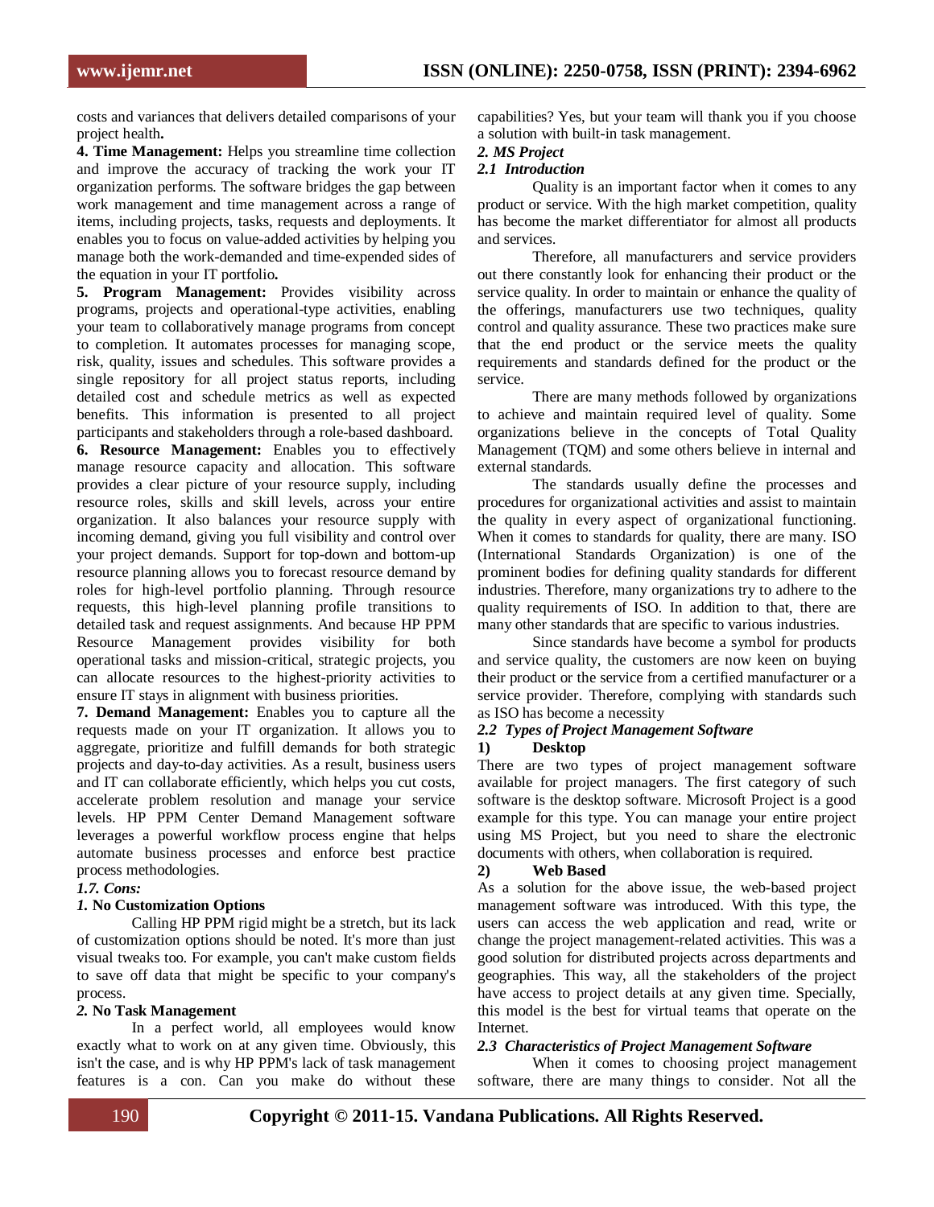costs and variances that delivers detailed comparisons of your project health**.**

**4. Time Management:** Helps you streamline time collection and improve the accuracy of tracking the work your IT organization performs. The software bridges the gap between work management and time management across a range of items, including projects, tasks, requests and deployments. It enables you to focus on value-added activities by helping you manage both the work-demanded and time-expended sides of the equation in your IT portfolio**.**

**5. Program Management:** Provides visibility across programs, projects and operational-type activities, enabling your team to collaboratively manage programs from concept to completion. It automates processes for managing scope, risk, quality, issues and schedules. This software provides a single repository for all project status reports, including detailed cost and schedule metrics as well as expected benefits. This information is presented to all project participants and stakeholders through a role-based dashboard.

**6. Resource Management:** Enables you to effectively manage resource capacity and allocation. This software provides a clear picture of your resource supply, including resource roles, skills and skill levels, across your entire organization. It also balances your resource supply with incoming demand, giving you full visibility and control over your project demands. Support for top-down and bottom-up resource planning allows you to forecast resource demand by roles for high-level portfolio planning. Through resource requests, this high-level planning profile transitions to detailed task and request assignments. And because HP PPM Resource Management provides visibility for both operational tasks and mission-critical, strategic projects, you can allocate resources to the highest-priority activities to ensure IT stays in alignment with business priorities.

**7. Demand Management:** Enables you to capture all the requests made on your IT organization. It allows you to aggregate, prioritize and fulfill demands for both strategic projects and day-to-day activities. As a result, business users and IT can collaborate efficiently, which helps you cut costs, accelerate problem resolution and manage your service levels. HP PPM Center Demand Management software leverages a powerful workflow process engine that helps automate business processes and enforce best practice process methodologies.

### *1.7. Cons:*

#### *1.* No Customization Options

Calling HP PPM rigid might be a stretch, but its lack of customization options should be noted. It's more than just visual tweaks too. For example, you can't make custom fields to save off data that might be specific to your company's process.

#### *2.* No Task Management

In a perfect world, all employees would know exactly what to work on at any given time. Obviously, this isn't the case, and is why HP PPM's lack of task management features is a con. Can you make do without these capabilities? Yes, but your team will thank you if you choose a solution with built-in task management.

## *2. MS Project*

### *2.1 Introduction*

Quality is an important factor when it comes to any product or service. With the high market competition, quality has become the market differentiator for almost all products and services.

Therefore, all manufacturers and service providers out there constantly look for enhancing their product or the service quality. In order to maintain or enhance the quality of the offerings, manufacturers use two techniques, quality control and quality assurance. These two practices make sure that the end product or the service meets the quality requirements and standards defined for the product or the service.

There are many methods followed by organizations to achieve and maintain required level of quality. Some organizations believe in the concepts of Total Quality Management (TQM) and some others believe in internal and external standards.

The standards usually define the processes and procedures for organizational activities and assist to maintain the quality in every aspect of organizational functioning. When it comes to standards for quality, there are many. ISO (International Standards Organization) is one of the prominent bodies for defining quality standards for different industries. Therefore, many organizations try to adhere to the quality requirements of ISO. In addition to that, there are many other standards that are specific to various industries.

Since standards have become a symbol for products and service quality, the customers are now keen on buying their product or the service from a certified manufacturer or a service provider. Therefore, complying with standards such as ISO has become a necessity

### *2.2 Types of Project Management Software*

#### 1) Desktop

There are two types of project management software available for project managers. The first category of such software is the desktop software. Microsoft Project is a good example for this type. You can manage your entire project using MS Project, but you need to share the electronic documents with others, when collaboration is required.

#### 2) Web Based

As a solution for the above issue, the web-based project management software was introduced. With this type, the users can access the web application and read, write or change the project management-related activities. This was a good solution for distributed projects across departments and geographies. This way, all the stakeholders of the project have access to project details at any given time. Specially, this model is the best for virtual teams that operate on the Internet.

### *2.3 Characteristics of Project Management Software*

When it comes to choosing project management software, there are many things to consider. Not all the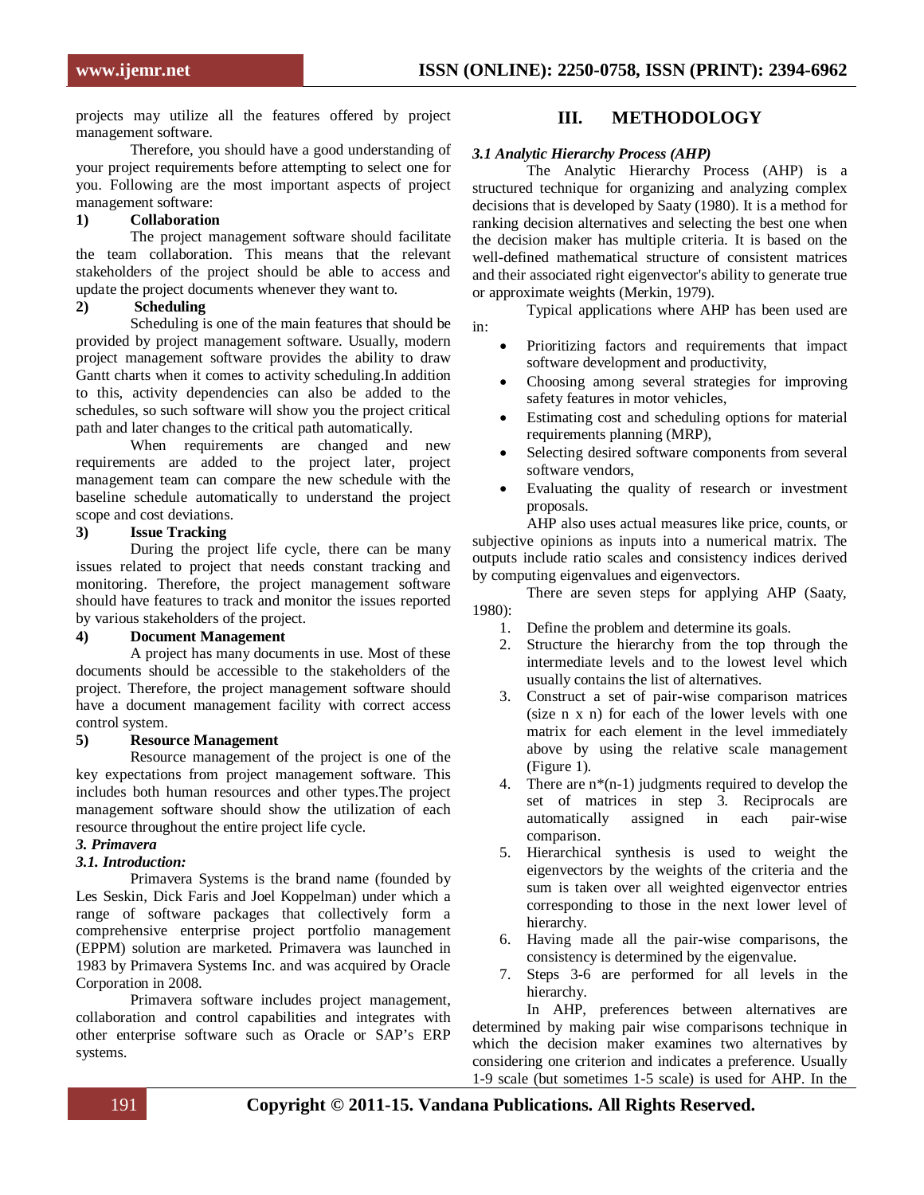projects may utilize all the features offered by project management software.

Therefore, you should have a good understanding of your project requirements before attempting to select one for you. Following are the most important aspects of project management software:

**1) Collaboration**

The project management software should facilitate the team collaboration. This means that the relevant stakeholders of the project should be able to access and update the project documents whenever they want to.

**2) Scheduling**

Scheduling is one of the main features that should be provided by project management software. Usually, modern project management software provides the ability to draw Gantt charts when it comes to activity scheduling.In addition to this, activity dependencies can also be added to the schedules, so such software will show you the project critical path and later changes to the critical path automatically.

When requirements are changed and new requirements are added to the project later, project management team can compare the new schedule with the baseline schedule automatically to understand the project scope and cost deviations.

**3) Issue Tracking**

During the project life cycle, there can be many issues related to project that needs constant tracking and monitoring. Therefore, the project management software should have features to track and monitor the issues reported by various stakeholders of the project.

**4) Document Management**

A project has many documents in use. Most of these documents should be accessible to the stakeholders of the project. Therefore, the project management software should have a document management facility with correct access control system.

**5) Resource Management**

Resource management of the project is one of the key expectations from project management software. This includes both human resources and other types.The project management software should show the utilization of each resource throughout the entire project life cycle.

### *3. Primavera*

### *3.1. Introduction:*

Primavera Systems is the brand name (founded by Les Seskin, Dick Faris and Joel Koppelman) under which a range of software packages that collectively form a comprehensive enterprise project portfolio management (EPPM) solution are marketed. Primavera was launched in 1983 by Primavera Systems Inc. and was acquired by Oracle Corporation in 2008.

Primavera software includes project management, collaboration and control capabilities and integrates with other enterprise software such as Oracle or SAP's ERP systems.

## III. METHODOLOGY

### *3.1 Analytic Hierarchy Process (AHP)*

The Analytic Hierarchy Process (AHP) is a structured technique for organizing and analyzing complex decisions that is developed by Saaty (1980). It is a method for ranking decision alternatives and selecting the best one when the decision maker has multiple criteria. It is based on the well-defined mathematical structure of consistent matrices and their associated right eigenvector's ability to generate true or approximate weights (Merkin, 1979).

Typical applications where AHP has been used are in:

- Prioritizing factors and requirements that impact software development and productivity,
- Choosing among several strategies for improving safety features in motor vehicles,
- Estimating cost and scheduling options for material requirements planning (MRP),
- Selecting desired software components from several software vendors,
- Evaluating the quality of research or investment proposals.

AHP also uses actual measures like price, counts, or subjective opinions as inputs into a numerical matrix. The outputs include ratio scales and consistency indices derived by computing eigenvalues and eigenvectors.

There are seven steps for applying AHP (Saaty, 1980):

1. Define the problem and determine its goals.
2. Structure the hierarchy from the top through the intermediate levels and to the lowest level which usually contains the list of alternatives.
3. Construct a set of pair-wise comparison matrices (size n x n) for each of the lower levels with one matrix for each element in the level immediately above by using the relative scale management (Figure 1).
4. There are $n*(n-1)$ judgments required to develop the set of matrices in step 3. Reciprocals are automatically assigned in each pair-wise comparison.
5. Hierarchical synthesis is used to weight the eigenvectors by the weights of the criteria and the sum is taken over all weighted eigenvector entries corresponding to those in the next lower level of hierarchy.
6. Having made all the pair-wise comparisons, the consistency is determined by the eigenvalue.
7. Steps 3-6 are performed for all levels in the hierarchy.

In AHP, preferences between alternatives are determined by making pair wise comparisons technique in which the decision maker examines two alternatives by considering one criterion and indicates a preference. Usually 1-9 scale (but sometimes 1-5 scale) is used for AHP. In the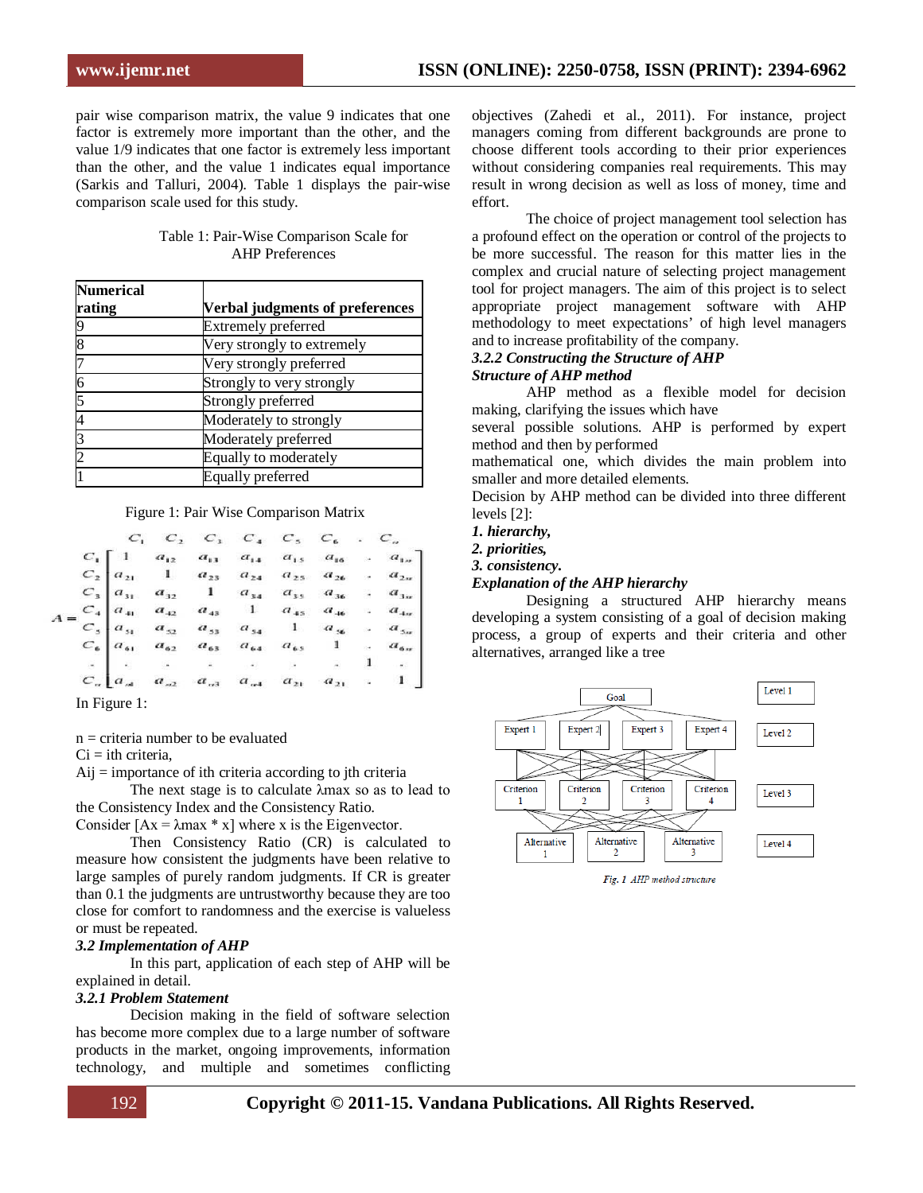pair wise comparison matrix, the value 9 indicates that one factor is extremely more important than the other, and the value 1/9 indicates that one factor is extremely less important than the other, and the value 1 indicates equal importance (Sarkis and Talluri, 2004). Table 1 displays the pair-wise comparison scale used for this study.

Table 1: Pair-Wise Comparison Scale for AHP Preferences

| Numerical rating | Verbal judgments of preferences |
|---|---|
| 9 | Extremely preferred |
| 8 | Very strongly to extremely |
| 7 | Very strongly preferred |
| 6 | Strongly to very strongly |
| 5 | Strongly preferred |
| 4 | Moderately to strongly |
| 3 | Moderately preferred |
| 2 | Equally to moderately |
| 1 | Equally preferred |

Figure 1: Pair Wise Comparison Matrix

$$A = \begin{array}{c} \\ C_1 \\ C_2 \\ C_3 \\ C_4 \\ C_5 \\ C_6 \\ . \\ C_n \end{array} \begin{array}{c} \begin{array}{cccccccc} C_1 & C_2 & C_3 & C_4 & C_5 & C_6 & . & C_n \end{array} \\ \begin{bmatrix} 1 & a_{12} & a_{13} & a_{14} & a_{15} & a_{16} & . & a_{1n} \\ a_{21} & 1 & a_{23} & a_{24} & a_{25} & a_{26} & . & a_{2n} \\ a_{31} & a_{32} & 1 & a_{34} & a_{35} & a_{36} & . & a_{3n} \\ a_{41} & a_{42} & a_{43} & 1 & a_{45} & a_{46} & . & a_{4n} \\ a_{51} & a_{52} & a_{53} & a_{54} & 1 & a_{56} & . & a_{5n} \\ a_{61} & a_{62} & a_{63} & a_{64} & a_{65} & 1 & . & a_{6n} \\ . & . & . & . & . & . & 1 & . \\ a_{n1} & a_{n2} & a_{n3} & a_{n4} & a_{21} & a_{21} & . & 1 \end{bmatrix} \end{array}$$

In Figure 1:

n = criteria number to be evaluated
Ci = ith criteria,
Aij = importance of ith criteria according to jth criteria

The next stage is to calculate λmax so as to lead to the Consistency Index and the Consistency Ratio.
Consider [Ax = λmax * x] where x is the Eigenvector.

Then Consistency Ratio (CR) is calculated to measure how consistent the judgments have been relative to large samples of purely random judgments. If CR is greater than 0.1 the judgments are untrustworthy because they are too close for comfort to randomness and the exercise is valueless or must be repeated.

***3.2 Implementation of AHP***

In this part, application of each step of AHP will be explained in detail.

***3.2.1 Problem Statement***

Decision making in the field of software selection has become more complex due to a large number of software products in the market, ongoing improvements, information technology, and multiple and sometimes conflicting objectives (Zahedi et al., 2011). For instance, project managers coming from different backgrounds are prone to choose different tools according to their prior experiences without considering companies real requirements. This may result in wrong decision as well as loss of money, time and effort.

The choice of project management tool selection has a profound effect on the operation or control of the projects to be more successful. The reason for this matter lies in the complex and crucial nature of selecting project management tool for project managers. The aim of this project is to select appropriate project management software with AHP methodology to meet expectations' of high level managers and to increase profitability of the company.

***3.2.2 Constructing the Structure of AHP***

***Structure of AHP method***

AHP method as a flexible model for decision making, clarifying the issues which have several possible solutions. AHP is performed by expert method and then by performed mathematical one, which divides the main problem into smaller and more detailed elements.
Decision by AHP method can be divided into three different levels [2]:

***1. hierarchy,***
***2. priorities,***
***3. consistency.***

***Explanation of the AHP hierarchy***

Designing a structured AHP hierarchy means developing a system consisting of a goal of decision making process, a group of experts and their criteria and other alternatives, arranged like a tree

Goal — Level 1
Expert 1, Expert 2, Expert 3, Expert 4 — Level 2
Criterion 1, Criterion 2, Criterion 3, Criterion 4 — Level 3
Alternative 1, Alternative 2, Alternative 3 — Level 4

*Fig. 1 AHP method structure*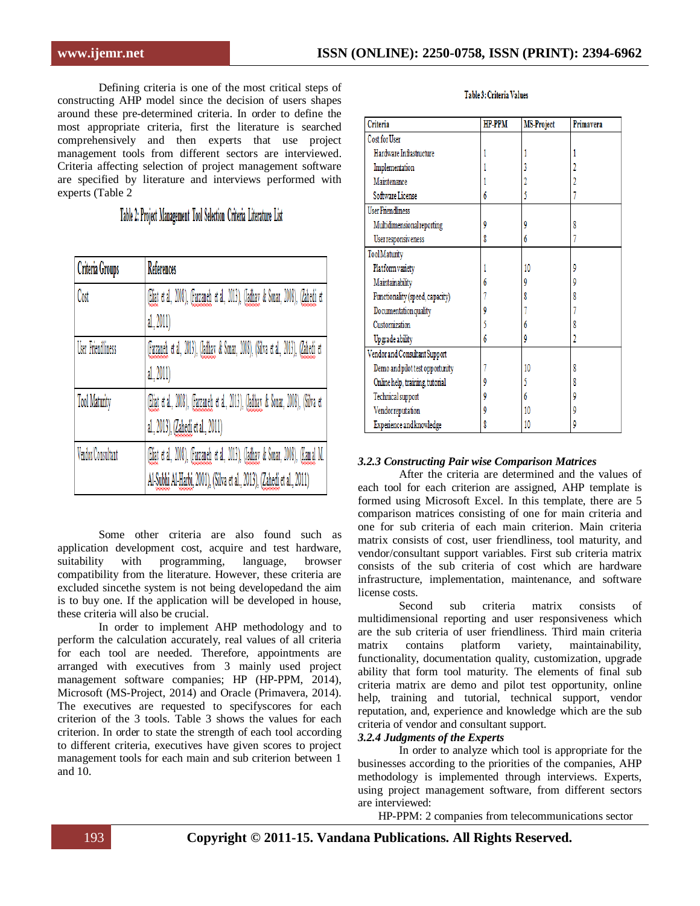Defining criteria is one of the most critical steps of constructing AHP model since the decision of users shapes around these pre-determined criteria. In order to define the most appropriate criteria, first the literature is searched comprehensively and then experts that use project management tools from different sectors are interviewed. Criteria affecting selection of project management software are specified by literature and interviews performed with experts (Table 2

Table 2: Project Management Tool Selection Criteria Literature List

| Criteria Groups | References |
|---|---|
| Cost | (Eliat et al., 2008), (Farzaneh et al., 2013), (Jadhav & Sonar, 2008), (Zahedi et al., 2011) |
| User Friendliness | (Farzaneh et al., 2013), (Jadhav & Sonar, 2008), (Silva et al., 2013), (Zahedi et al., 2011) |
| Tool Maturity | (Eliat et al., 2008), (Farzaneh et al., 2013), (Jadhav & Sonar, 2008), (Silva et al., 2013), (Zahedi et al., 2011) |
| Vendor/Consultant | (Eliat et al., 2008), (Farzaneh et al., 2013), (Jadhav & Sonar, 2008), (Kamal M. Al-Subhi Al-Harbi, 2001), (Silva et al., 2013), (Zahedi et al., 2011) |

Some other criteria are also found such as application development cost, acquire and test hardware, suitability with programming, language, browser compatibility from the literature. However, these criteria are excluded sincethe system is not being developedand the aim is to buy one. If the application will be developed in house, these criteria will also be crucial.

In order to implement AHP methodology and to perform the calculation accurately, real values of all criteria for each tool are needed. Therefore, appointments are arranged with executives from 3 mainly used project management software companies; HP (HP-PPM, 2014), Microsoft (MS-Project, 2014) and Oracle (Primavera, 2014). The executives are requested to specifyscores for each criterion of the 3 tools. Table 3 shows the values for each criterion. In order to state the strength of each tool according to different criteria, executives have given scores to project management tools for each main and sub criterion between 1 and 10.

Table 3: Criteria Values

| Criteria | HP-PPM | MS-Project | Primavera |
|---|---|---|---|
| Cost for User | | | |
| Hardware Infrastructure | 1 | 1 | 1 |
| Implementation | 1 | 3 | 2 |
| Maintenance | 1 | 2 | 2 |
| Software License | 6 | 5 | 7 |
| User Friendliness | | | |
| Multidimensional reporting | 9 | 9 | 8 |
| User responsiveness | 8 | 6 | 7 |
| Tool Maturity | | | |
| Platform variety | 1 | 10 | 9 |
| Maintainability | 6 | 9 | 9 |
| Functionality (speed, capacity) | 7 | 8 | 8 |
| Documentation quality | 9 | 7 | 7 |
| Customization | 5 | 6 | 8 |
| Upgrade ability | 6 | 9 | 2 |
| Vendor and Consultant Support | | | |
| Demo and pilot test opportunity | 7 | 10 | 8 |
| Online help, training, tutorial | 9 | 5 | 8 |
| Technical support | 9 | 6 | 9 |
| Vendor reputation | 9 | 10 | 9 |
| Experience and knowledge | 8 | 10 | 9 |

### *3.2.3 Constructing Pair wise Comparison Matrices*

After the criteria are determined and the values of each tool for each criterion are assigned, AHP template is formed using Microsoft Excel. In this template, there are 5 comparison matrices consisting of one for main criteria and one for sub criteria of each main criterion. Main criteria matrix consists of cost, user friendliness, tool maturity, and vendor/consultant support variables. First sub criteria matrix consists of the sub criteria of cost which are hardware infrastructure, implementation, maintenance, and software license costs.

Second sub criteria matrix consists of multidimensional reporting and user responsiveness which are the sub criteria of user friendliness. Third main criteria matrix contains platform variety, maintainability, functionality, documentation quality, customization, upgrade ability that form tool maturity. The elements of final sub criteria matrix are demo and pilot test opportunity, online help, training and tutorial, technical support, vendor reputation, and, experience and knowledge which are the sub criteria of vendor and consultant support.

### *3.2.4 Judgments of the Experts*

In order to analyze which tool is appropriate for the businesses according to the priorities of the companies, AHP methodology is implemented through interviews. Experts, using project management software, from different sectors are interviewed:

HP-PPM: 2 companies from telecommunications sector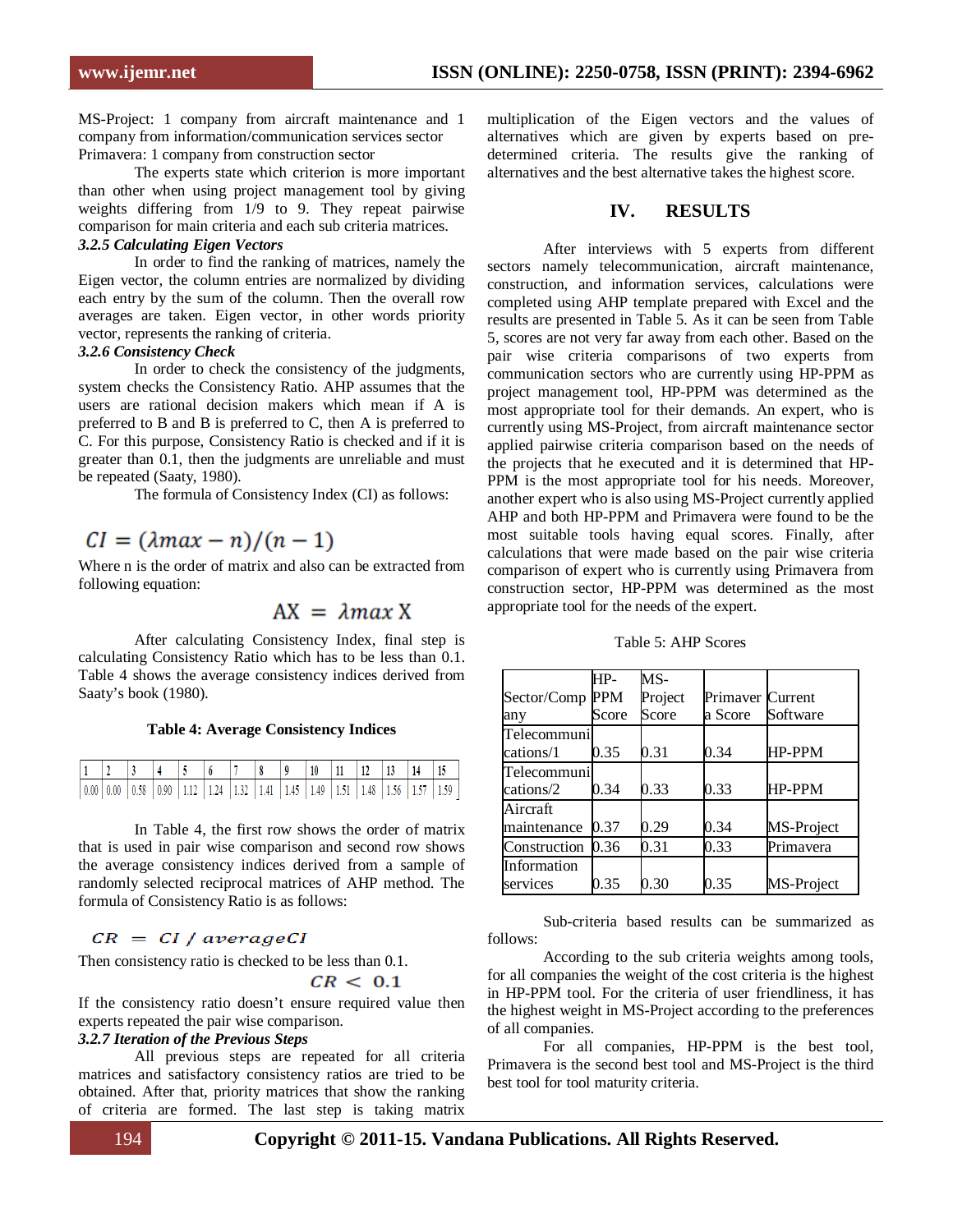MS-Project: 1 company from aircraft maintenance and 1 company from information/communication services sector
Primavera: 1 company from construction sector

The experts state which criterion is more important than other when using project management tool by giving weights differing from 1/9 to 9. They repeat pairwise comparison for main criteria and each sub criteria matrices.

***3.2.5 Calculating Eigen Vectors***

In order to find the ranking of matrices, namely the Eigen vector, the column entries are normalized by dividing each entry by the sum of the column. Then the overall row averages are taken. Eigen vector, in other words priority vector, represents the ranking of criteria.

***3.2.6 Consistency Check***

In order to check the consistency of the judgments, system checks the Consistency Ratio. AHP assumes that the users are rational decision makers which mean if A is preferred to B and B is preferred to C, then A is preferred to C. For this purpose, Consistency Ratio is checked and if it is greater than 0.1, then the judgments are unreliable and must be repeated (Saaty, 1980).

The formula of Consistency Index (CI) as follows:

$$CI = (\lambda max - n)/(n-1)$$

Where n is the order of matrix and also can be extracted from following equation:

$$AX = \lambda max\, X$$

After calculating Consistency Index, final step is calculating Consistency Ratio which has to be less than 0.1. Table 4 shows the average consistency indices derived from Saaty's book (1980).

**Table 4: Average Consistency Indices**

| 1 | 2 | 3 | 4 | 5 | 6 | 7 | 8 | 9 | 10 | 11 | 12 | 13 | 14 | 15 |
|---|---|---|---|---|---|---|---|---|---|---|---|---|---|---|
| 0.00 | 0.00 | 0.58 | 0.90 | 1.12 | 1.24 | 1.32 | 1.41 | 1.45 | 1.49 | 1.51 | 1.48 | 1.56 | 1.57 | 1.59 |

In Table 4, the first row shows the order of matrix that is used in pair wise comparison and second row shows the average consistency indices derived from a sample of randomly selected reciprocal matrices of AHP method. The formula of Consistency Ratio is as follows:

$$CR = CI\ /\ averageCI$$

Then consistency ratio is checked to be less than 0.1.

$$CR < 0.1$$

If the consistency ratio doesn't ensure required value then experts repeated the pair wise comparison.

***3.2.7 Iteration of the Previous Steps***

All previous steps are repeated for all criteria matrices and satisfactory consistency ratios are tried to be obtained. After that, priority matrices that show the ranking of criteria are formed. The last step is taking matrix multiplication of the Eigen vectors and the values of alternatives which are given by experts based on pre-determined criteria. The results give the ranking of alternatives and the best alternative takes the highest score.

## IV. RESULTS

After interviews with 5 experts from different sectors namely telecommunication, aircraft maintenance, construction, and information services, calculations were completed using AHP template prepared with Excel and the results are presented in Table 5. As it can be seen from Table 5, scores are not very far away from each other. Based on the pair wise criteria comparisons of two experts from communication sectors who are currently using HP-PPM as project management tool, HP-PPM was determined as the most appropriate tool for their demands. An expert, who is currently using MS-Project, from aircraft maintenance sector applied pairwise criteria comparison based on the needs of the projects that he executed and it is determined that HP-PPM is the most appropriate tool for his needs. Moreover, another expert who is also using MS-Project currently applied AHP and both HP-PPM and Primavera were found to be the most suitable tools having equal scores. Finally, after calculations that were made based on the pair wise criteria comparison of expert who is currently using Primavera from construction sector, HP-PPM was determined as the most appropriate tool for the needs of the expert.

Table 5: AHP Scores

| Sector/Company | HP-PPM Score | MS-Project Score | Primavera Score | Current Software |
|---|---|---|---|---|
| Telecommunications/1 | 0.35 | 0.31 | 0.34 | HP-PPM |
| Telecommunications/2 | 0.34 | 0.33 | 0.33 | HP-PPM |
| Aircraft maintenance | 0.37 | 0.29 | 0.34 | MS-Project |
| Construction | 0.36 | 0.31 | 0.33 | Primavera |
| Information services | 0.35 | 0.30 | 0.35 | MS-Project |

Sub-criteria based results can be summarized as follows:

According to the sub criteria weights among tools, for all companies the weight of the cost criteria is the highest in HP-PPM tool. For the criteria of user friendliness, it has the highest weight in MS-Project according to the preferences of all companies.

For all companies, HP-PPM is the best tool, Primavera is the second best tool and MS-Project is the third best tool for tool maturity criteria.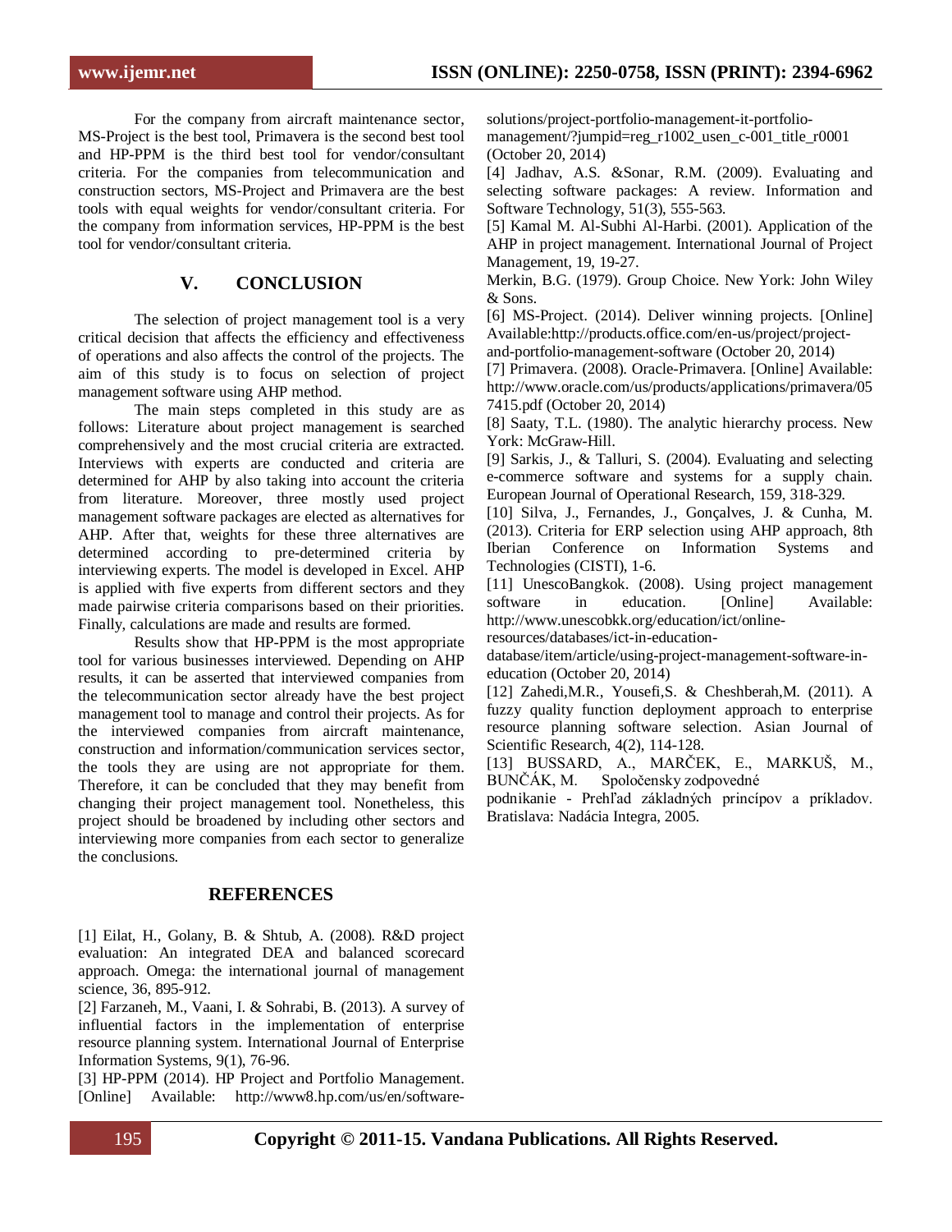For the company from aircraft maintenance sector, MS-Project is the best tool, Primavera is the second best tool and HP-PPM is the third best tool for vendor/consultant criteria. For the companies from telecommunication and construction sectors, MS-Project and Primavera are the best tools with equal weights for vendor/consultant criteria. For the company from information services, HP-PPM is the best tool for vendor/consultant criteria.

## V. CONCLUSION

The selection of project management tool is a very critical decision that affects the efficiency and effectiveness of operations and also affects the control of the projects. The aim of this study is to focus on selection of project management software using AHP method.

The main steps completed in this study are as follows: Literature about project management is searched comprehensively and the most crucial criteria are extracted. Interviews with experts are conducted and criteria are determined for AHP by also taking into account the criteria from literature. Moreover, three mostly used project management software packages are elected as alternatives for AHP. After that, weights for these three alternatives are determined according to pre-determined criteria by interviewing experts. The model is developed in Excel. AHP is applied with five experts from different sectors and they made pairwise criteria comparisons based on their priorities. Finally, calculations are made and results are formed.

Results show that HP-PPM is the most appropriate tool for various businesses interviewed. Depending on AHP results, it can be asserted that interviewed companies from the telecommunication sector already have the best project management tool to manage and control their projects. As for the interviewed companies from aircraft maintenance, construction and information/communication services sector, the tools they are using are not appropriate for them. Therefore, it can be concluded that they may benefit from changing their project management tool. Nonetheless, this project should be broadened by including other sectors and interviewing more companies from each sector to generalize the conclusions.

## REFERENCES

[1] Eilat, H., Golany, B. & Shtub, A. (2008). R&D project evaluation: An integrated DEA and balanced scorecard approach. Omega: the international journal of management science, 36, 895-912.

[2] Farzaneh, M., Vaani, I. & Sohrabi, B. (2013). A survey of influential factors in the implementation of enterprise resource planning system. International Journal of Enterprise Information Systems, 9(1), 76-96.

[3] HP-PPM (2014). HP Project and Portfolio Management. [Online] Available: http://www8.hp.com/us/en/software-solutions/project-portfolio-management-it-portfolio-management/?jumpid=reg_r1002_usen_c-001_title_r0001 (October 20, 2014)

[4] Jadhav, A.S. &Sonar, R.M. (2009). Evaluating and selecting software packages: A review. Information and Software Technology, 51(3), 555-563.

[5] Kamal M. Al-Subhi Al-Harbi. (2001). Application of the AHP in project management. International Journal of Project Management, 19, 19-27.

Merkin, B.G. (1979). Group Choice. New York: John Wiley & Sons.

[6] MS-Project. (2014). Deliver winning projects. [Online] Available:http://products.office.com/en-us/project/project-and-portfolio-management-software (October 20, 2014)

[7] Primavera. (2008). Oracle-Primavera. [Online] Available: http://www.oracle.com/us/products/applications/primavera/057415.pdf (October 20, 2014)

[8] Saaty, T.L. (1980). The analytic hierarchy process. New York: McGraw-Hill.

[9] Sarkis, J., & Talluri, S. (2004). Evaluating and selecting e-commerce software and systems for a supply chain. European Journal of Operational Research, 159, 318-329.

[10] Silva, J., Fernandes, J., Gonçalves, J. & Cunha, M. (2013). Criteria for ERP selection using AHP approach, 8th Iberian Conference on Information Systems and Technologies (CISTI), 1-6.

[11] UnescoBangkok. (2008). Using project management software in education. [Online] Available: http://www.unescobkk.org/education/ict/online-resources/databases/ict-in-education-database/item/article/using-project-management-software-in-education (October 20, 2014)

[12] Zahedi,M.R., Yousefi,S. & Cheshberah,M. (2011). A fuzzy quality function deployment approach to enterprise resource planning software selection. Asian Journal of Scientific Research, 4(2), 114-128.

[13] BUSSARD, A., MARČEK, E., MARKUŠ, M., BUNČÁK, M. Spoločensky zodpovedné podnikanie - Prehľad základných princípov a príkladov. Bratislava: Nadácia Integra, 2005.